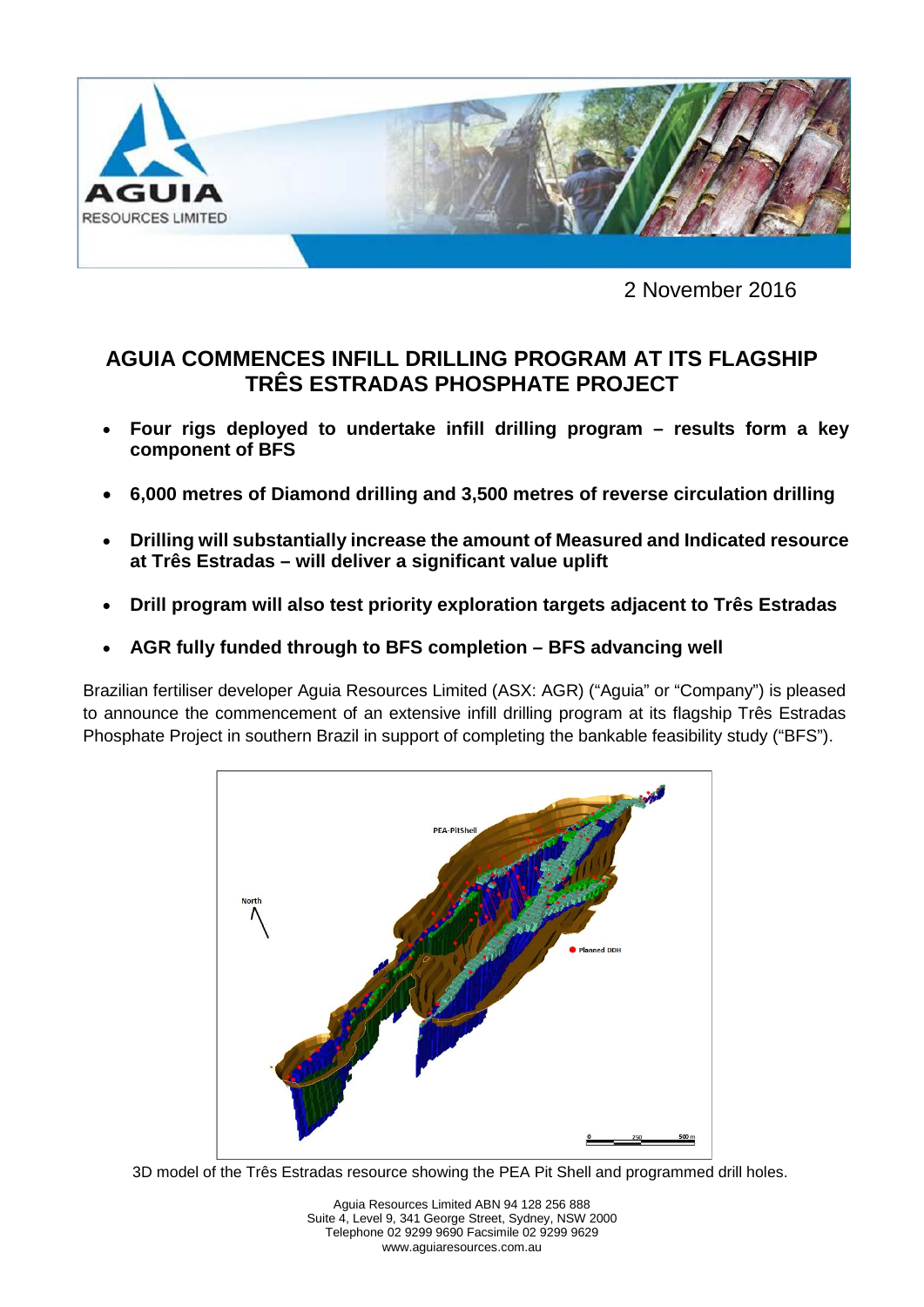2 November 2016

# AGUIA COMMENCES INFILL DRILLING PROGRAM AT ITS FLAGSHIP TRÊS ESTRADAS PHOSPHATE PROJECT

- **Four rigs deployed to undertake infill drilling program – results form a key component of BFS**
- **6,000 metres of Diamond drilling and 3,500 metres of reverse circulation drilling**
- **Drilling will substantially increase the amount of Measured and Indicated resource at Três Estradas – will deliver a significant value uplift**
- **Drill program will also test priority exploration targets adjacent to Três Estradas**
- **AGR fully funded through to BFS completion – BFS advancing well**

Brazilian fertiliser developer Aguia Resources Limited (ASX: AGR) ("Aguia" or "Company") is pleased to announce the commencement of an extensive infill drilling program at its flagship Três Estradas Phosphate Project in southern Brazil in support of completing the bankable feasibility study ("BFS").

3D model of the Três Estradas resource showing the PEA Pit Shell and programmed drill holes.

Aguia Resources Limited ABN 94 128 256 888
Suite 4, Level 9, 341 George Street, Sydney, NSW 2000
Telephone 02 9299 9690 Facsimile 02 9299 9629
www.aguiaresources.com.au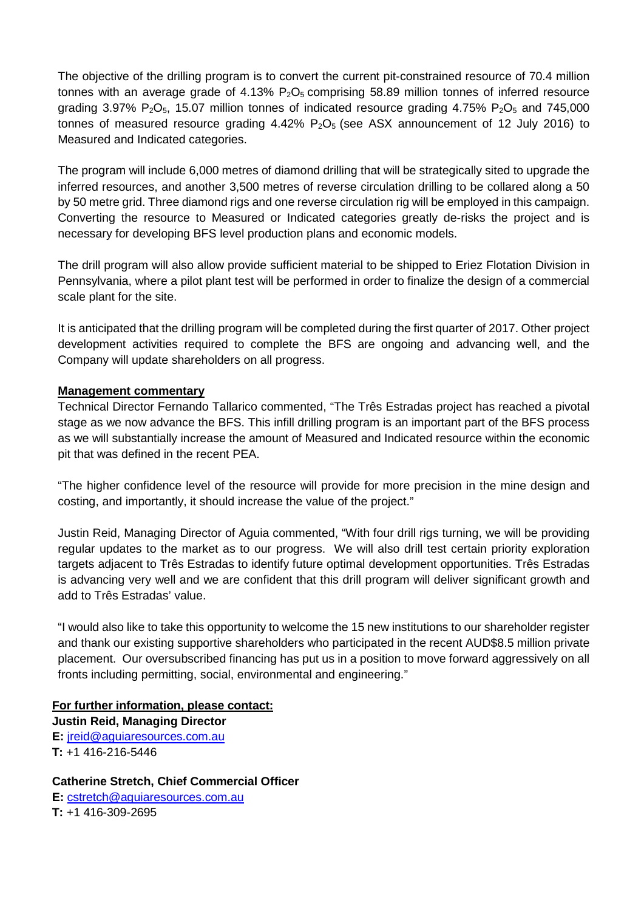The objective of the drilling program is to convert the current pit-constrained resource of 70.4 million tonnes with an average grade of 4.13% $P_2O_5$ comprising 58.89 million tonnes of inferred resource grading 3.97% $P_2O_5$, 15.07 million tonnes of indicated resource grading 4.75% $P_2O_5$ and 745,000 tonnes of measured resource grading 4.42% $P_2O_5$ (see ASX announcement of 12 July 2016) to Measured and Indicated categories.

The program will include 6,000 metres of diamond drilling that will be strategically sited to upgrade the inferred resources, and another 3,500 metres of reverse circulation drilling to be collared along a 50 by 50 metre grid. Three diamond rigs and one reverse circulation rig will be employed in this campaign. Converting the resource to Measured or Indicated categories greatly de-risks the project and is necessary for developing BFS level production plans and economic models.

The drill program will also allow provide sufficient material to be shipped to Eriez Flotation Division in Pennsylvania, where a pilot plant test will be performed in order to finalize the design of a commercial scale plant for the site.

It is anticipated that the drilling program will be completed during the first quarter of 2017. Other project development activities required to complete the BFS are ongoing and advancing well, and the Company will update shareholders on all progress.

**Management commentary**

Technical Director Fernando Tallarico commented, "The Três Estradas project has reached a pivotal stage as we now advance the BFS. This infill drilling program is an important part of the BFS process as we will substantially increase the amount of Measured and Indicated resource within the economic pit that was defined in the recent PEA.

"The higher confidence level of the resource will provide for more precision in the mine design and costing, and importantly, it should increase the value of the project."

Justin Reid, Managing Director of Aguia commented, "With four drill rigs turning, we will be providing regular updates to the market as to our progress. We will also drill test certain priority exploration targets adjacent to Três Estradas to identify future optimal development opportunities. Três Estradas is advancing very well and we are confident that this drill program will deliver significant growth and add to Três Estradas' value.

"I would also like to take this opportunity to welcome the 15 new institutions to our shareholder register and thank our existing supportive shareholders who participated in the recent AUD$8.5 million private placement. Our oversubscribed financing has put us in a position to move forward aggressively on all fronts including permitting, social, environmental and engineering."

**For further information, please contact:**

**Justin Reid, Managing Director**
**E:** jreid@aguiaresources.com.au
**T:** +1 416-216-5446

**Catherine Stretch, Chief Commercial Officer**
**E:** cstretch@aguiaresources.com.au
**T:** +1 416-309-2695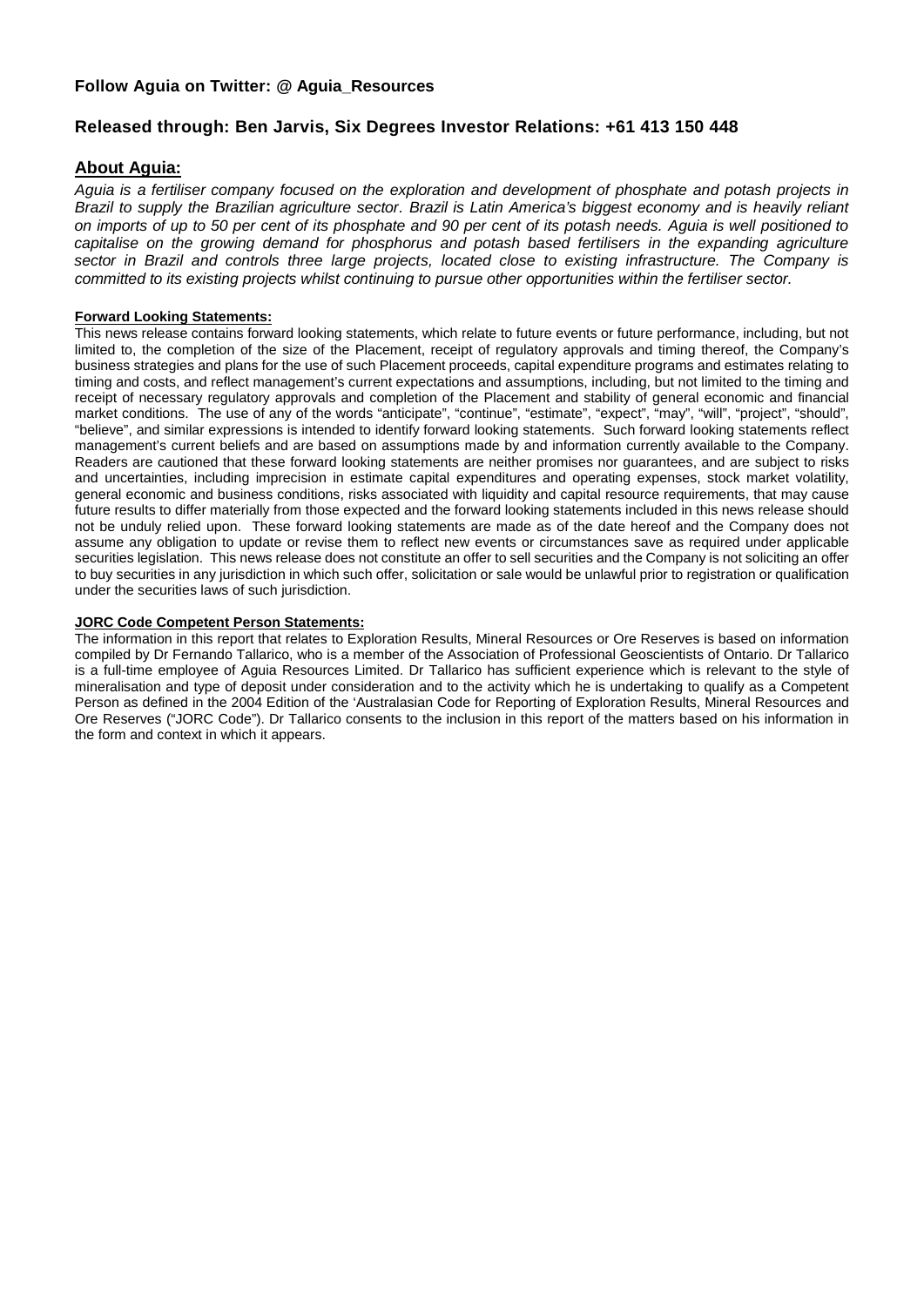**Follow Aguia on Twitter: @ Aguia_Resources**

**Released through: Ben Jarvis, Six Degrees Investor Relations: +61 413 150 448**

## About Aguia:

*Aguia is a fertiliser company focused on the exploration and development of phosphate and potash projects in Brazil to supply the Brazilian agriculture sector. Brazil is Latin America's biggest economy and is heavily reliant on imports of up to 50 per cent of its phosphate and 90 per cent of its potash needs. Aguia is well positioned to capitalise on the growing demand for phosphorus and potash based fertilisers in the expanding agriculture sector in Brazil and controls three large projects, located close to existing infrastructure. The Company is committed to its existing projects whilst continuing to pursue other opportunities within the fertiliser sector.*

**Forward Looking Statements:**

This news release contains forward looking statements, which relate to future events or future performance, including, but not limited to, the completion of the size of the Placement, receipt of regulatory approvals and timing thereof, the Company's business strategies and plans for the use of such Placement proceeds, capital expenditure programs and estimates relating to timing and costs, and reflect management's current expectations and assumptions, including, but not limited to the timing and receipt of necessary regulatory approvals and completion of the Placement and stability of general economic and financial market conditions. The use of any of the words "anticipate", "continue", "estimate", "expect", "may", "will", "project", "should", "believe", and similar expressions is intended to identify forward looking statements. Such forward looking statements reflect management's current beliefs and are based on assumptions made by and information currently available to the Company. Readers are cautioned that these forward looking statements are neither promises nor guarantees, and are subject to risks and uncertainties, including imprecision in estimate capital expenditures and operating expenses, stock market volatility, general economic and business conditions, risks associated with liquidity and capital resource requirements, that may cause future results to differ materially from those expected and the forward looking statements included in this news release should not be unduly relied upon. These forward looking statements are made as of the date hereof and the Company does not assume any obligation to update or revise them to reflect new events or circumstances save as required under applicable securities legislation. This news release does not constitute an offer to sell securities and the Company is not soliciting an offer to buy securities in any jurisdiction in which such offer, solicitation or sale would be unlawful prior to registration or qualification under the securities laws of such jurisdiction.

**JORC Code Competent Person Statements:**

The information in this report that relates to Exploration Results, Mineral Resources or Ore Reserves is based on information compiled by Dr Fernando Tallarico, who is a member of the Association of Professional Geoscientists of Ontario. Dr Tallarico is a full-time employee of Aguia Resources Limited. Dr Tallarico has sufficient experience which is relevant to the style of mineralisation and type of deposit under consideration and to the activity which he is undertaking to qualify as a Competent Person as defined in the 2004 Edition of the 'Australasian Code for Reporting of Exploration Results, Mineral Resources and Ore Reserves ("JORC Code"). Dr Tallarico consents to the inclusion in this report of the matters based on his information in the form and context in which it appears.